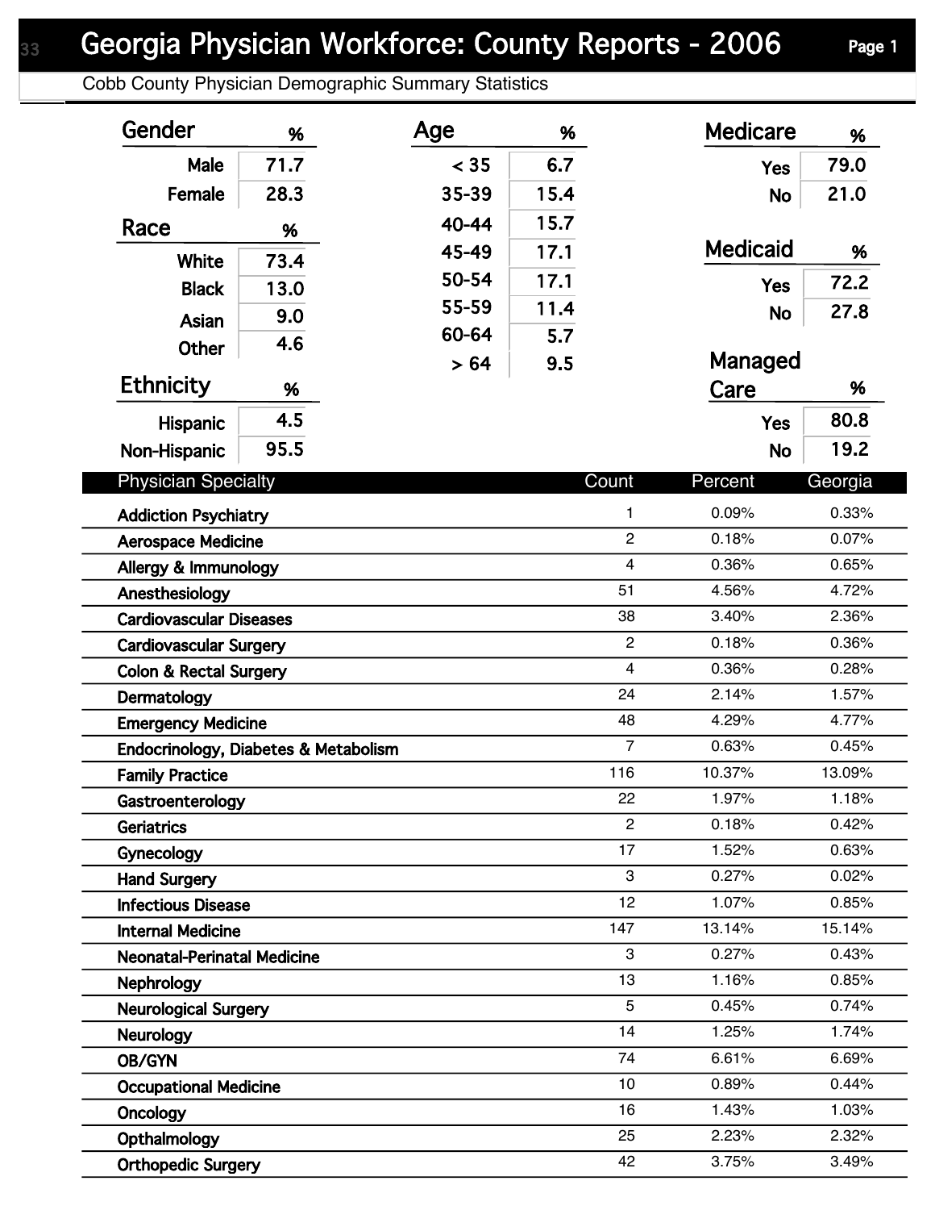# Georgia Physician Workforce: County Reports - 2006

## Cobb County Physician Demographic Summary Statistics

### Gender

| Gender | % |
|---|---|
| Male | 71.7 |
| Female | 28.3 |

### Race

| Race | % |
|---|---|
| White | 73.4 |
| Black | 13.0 |
| Asian | 9.0 |
| Other | 4.6 |

### Ethnicity

| Ethnicity | % |
|---|---|
| Hispanic | 4.5 |
| Non-Hispanic | 95.5 |

### Age

| Age | % |
|---|---|
| < 35 | 6.7 |
| 35-39 | 15.4 |
| 40-44 | 15.7 |
| 45-49 | 17.1 |
| 50-54 | 17.1 |
| 55-59 | 11.4 |
| 60-64 | 5.7 |
| > 64 | 9.5 |

### Medicare

| Medicare | % |
|---|---|
| Yes | 79.0 |
| No | 21.0 |

### Medicaid

| Medicaid | % |
|---|---|
| Yes | 72.2 |
| No | 27.8 |

### Managed Care

| Managed Care | % |
|---|---|
| Yes | 80.8 |
| No | 19.2 |

| Physician Specialty | Count | Percent | Georgia |
|---|---|---|---|
| Addiction Psychiatry | 1 | 0.09% | 0.33% |
| Aerospace Medicine | 2 | 0.18% | 0.07% |
| Allergy & Immunology | 4 | 0.36% | 0.65% |
| Anesthesiology | 51 | 4.56% | 4.72% |
| Cardiovascular Diseases | 38 | 3.40% | 2.36% |
| Cardiovascular Surgery | 2 | 0.18% | 0.36% |
| Colon & Rectal Surgery | 4 | 0.36% | 0.28% |
| Dermatology | 24 | 2.14% | 1.57% |
| Emergency Medicine | 48 | 4.29% | 4.77% |
| Endocrinology, Diabetes & Metabolism | 7 | 0.63% | 0.45% |
| Family Practice | 116 | 10.37% | 13.09% |
| Gastroenterology | 22 | 1.97% | 1.18% |
| Geriatrics | 2 | 0.18% | 0.42% |
| Gynecology | 17 | 1.52% | 0.63% |
| Hand Surgery | 3 | 0.27% | 0.02% |
| Infectious Disease | 12 | 1.07% | 0.85% |
| Internal Medicine | 147 | 13.14% | 15.14% |
| Neonatal-Perinatal Medicine | 3 | 0.27% | 0.43% |
| Nephrology | 13 | 1.16% | 0.85% |
| Neurological Surgery | 5 | 0.45% | 0.74% |
| Neurology | 14 | 1.25% | 1.74% |
| OB/GYN | 74 | 6.61% | 6.69% |
| Occupational Medicine | 10 | 0.89% | 0.44% |
| Oncology | 16 | 1.43% | 1.03% |
| Opthalmology | 25 | 2.23% | 2.32% |
| Orthopedic Surgery | 42 | 3.75% | 3.49% |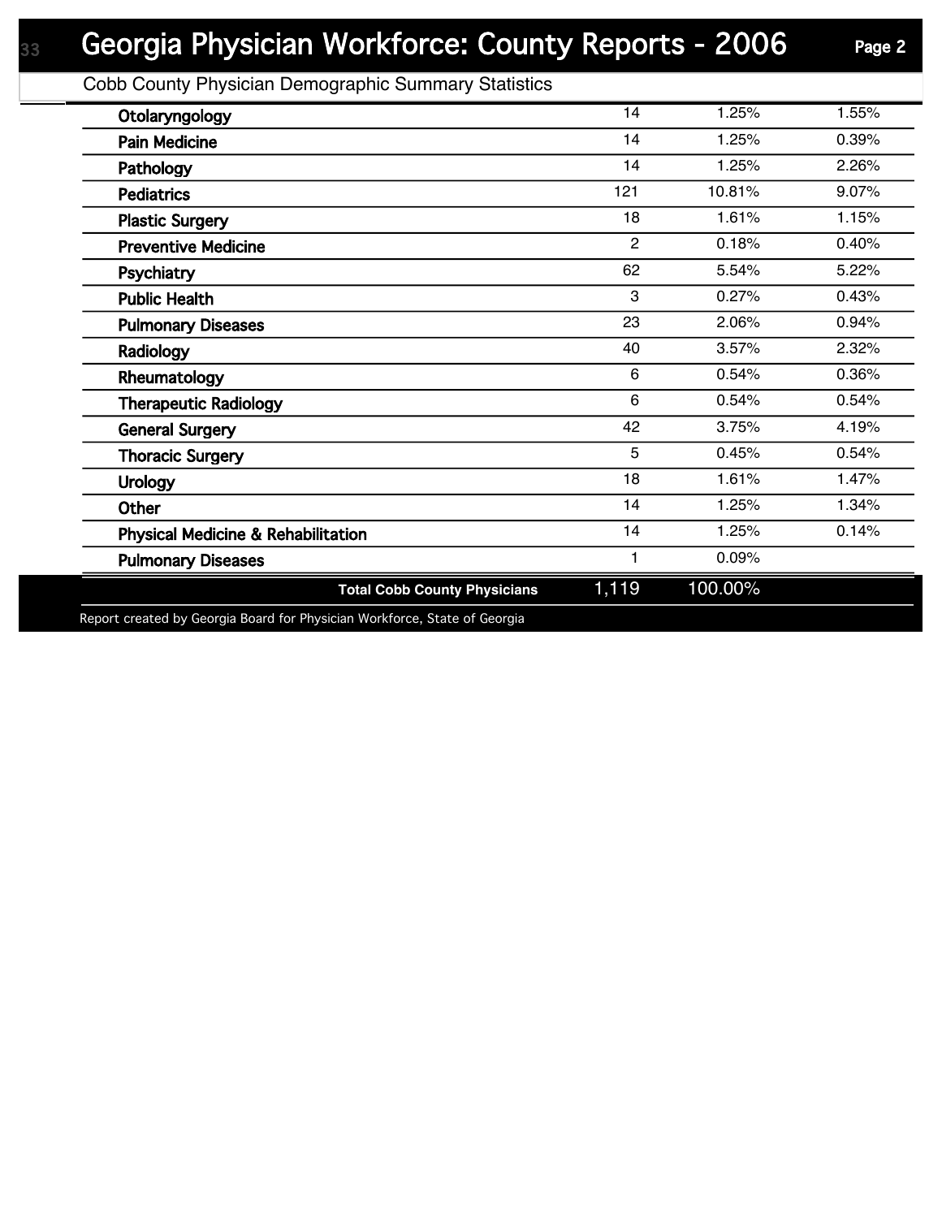## Cobb County Physician Demographic Summary Statistics

| | | | |
|---|---|---|---|
| **Otolaryngology** | 14 | 1.25% | 1.55% |
| **Pain Medicine** | 14 | 1.25% | 0.39% |
| **Pathology** | 14 | 1.25% | 2.26% |
| **Pediatrics** | 121 | 10.81% | 9.07% |
| **Plastic Surgery** | 18 | 1.61% | 1.15% |
| **Preventive Medicine** | 2 | 0.18% | 0.40% |
| **Psychiatry** | 62 | 5.54% | 5.22% |
| **Public Health** | 3 | 0.27% | 0.43% |
| **Pulmonary Diseases** | 23 | 2.06% | 0.94% |
| **Radiology** | 40 | 3.57% | 2.32% |
| **Rheumatology** | 6 | 0.54% | 0.36% |
| **Therapeutic Radiology** | 6 | 0.54% | 0.54% |
| **General Surgery** | 42 | 3.75% | 4.19% |
| **Thoracic Surgery** | 5 | 0.45% | 0.54% |
| **Urology** | 18 | 1.61% | 1.47% |
| **Other** | 14 | 1.25% | 1.34% |
| **Physical Medicine & Rehabilitation** | 14 | 1.25% | 0.14% |
| **Pulmonary Diseases** | 1 | 0.09% | |
| **Total Cobb County Physicians** | 1,119 | 100.00% | |

Report created by Georgia Board for Physician Workforce, State of Georgia